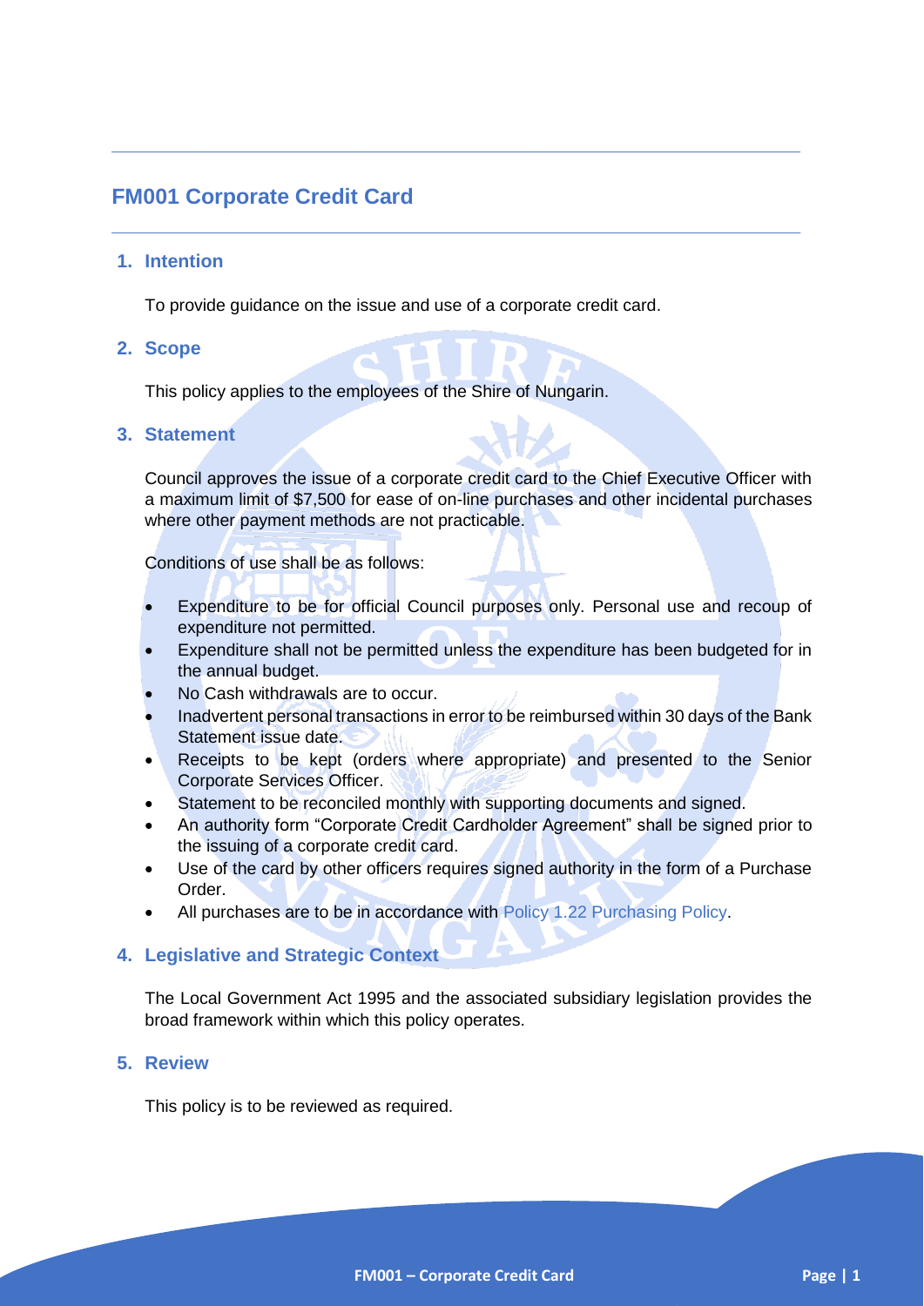# FM001 Corporate Credit Card

## 1. Intention

To provide guidance on the issue and use of a corporate credit card.

## 2. Scope

This policy applies to the employees of the Shire of Nungarin.

## 3. Statement

Council approves the issue of a corporate credit card to the Chief Executive Officer with a maximum limit of $7,500 for ease of on-line purchases and other incidental purchases where other payment methods are not practicable.

Conditions of use shall be as follows:

- Expenditure to be for official Council purposes only. Personal use and recoup of expenditure not permitted.
- Expenditure shall not be permitted unless the expenditure has been budgeted for in the annual budget.
- No Cash withdrawals are to occur.
- Inadvertent personal transactions in error to be reimbursed within 30 days of the Bank Statement issue date.
- Receipts to be kept (orders where appropriate) and presented to the Senior Corporate Services Officer.
- Statement to be reconciled monthly with supporting documents and signed.
- An authority form "Corporate Credit Cardholder Agreement" shall be signed prior to the issuing of a corporate credit card.
- Use of the card by other officers requires signed authority in the form of a Purchase Order.
- All purchases are to be in accordance with Policy 1.22 Purchasing Policy.

## 4. Legislative and Strategic Context

The Local Government Act 1995 and the associated subsidiary legislation provides the broad framework within which this policy operates.

## 5. Review

This policy is to be reviewed as required.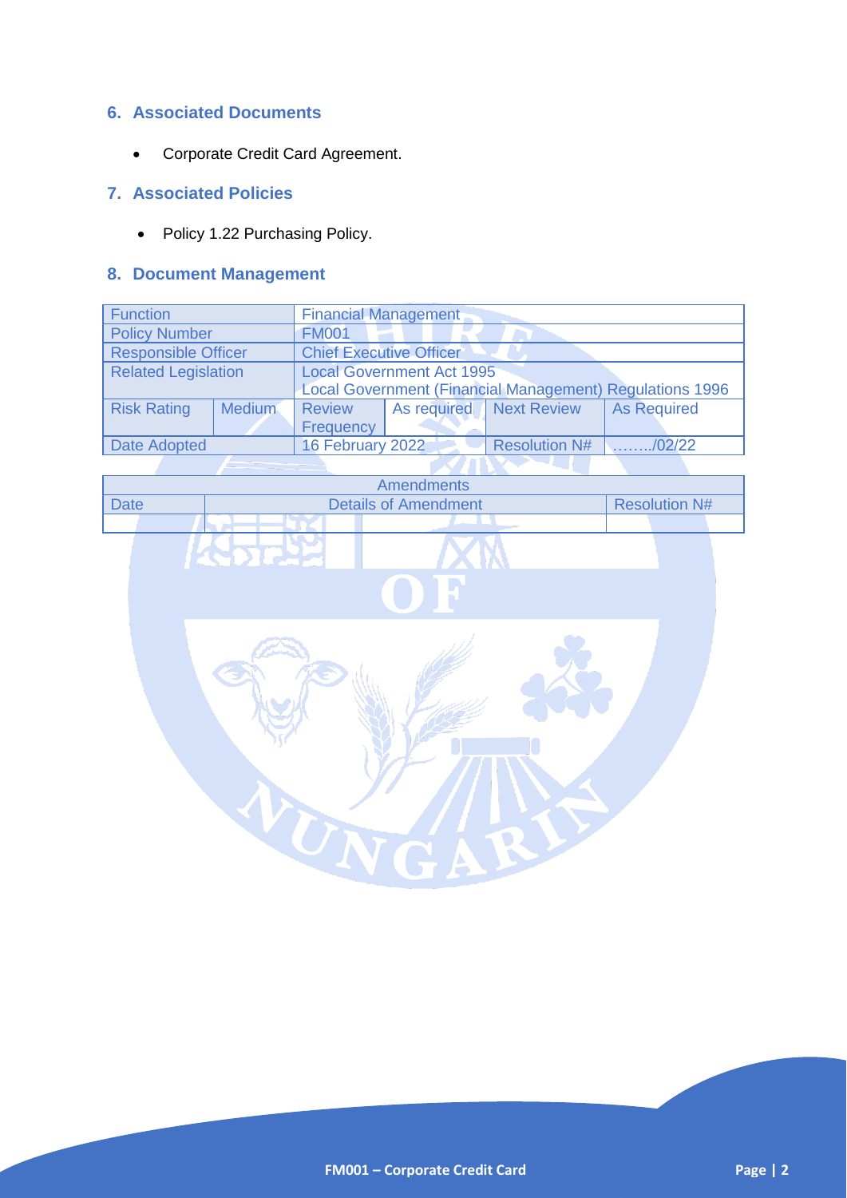## 6. Associated Documents

- Corporate Credit Card Agreement.

## 7. Associated Policies

- Policy 1.22 Purchasing Policy.

## 8. Document Management

| | | | | | |
|---|---|---|---|---|---|
| Function | | Financial Management | | | |
| Policy Number | | FM001 | | | |
| Responsible Officer | | Chief Executive Officer | | | |
| Related Legislation | | Local Government Act 1995<br>Local Government (Financial Management) Regulations 1996 | | | |
| Risk Rating | Medium | Review Frequency | As required | Next Review | As Required |
| Date Adopted | | 16 February 2022 | | Resolution N# | ……../02/22 |

| Amendments | | |
|---|---|---|
| Date | Details of Amendment | Resolution N# |
| | | |